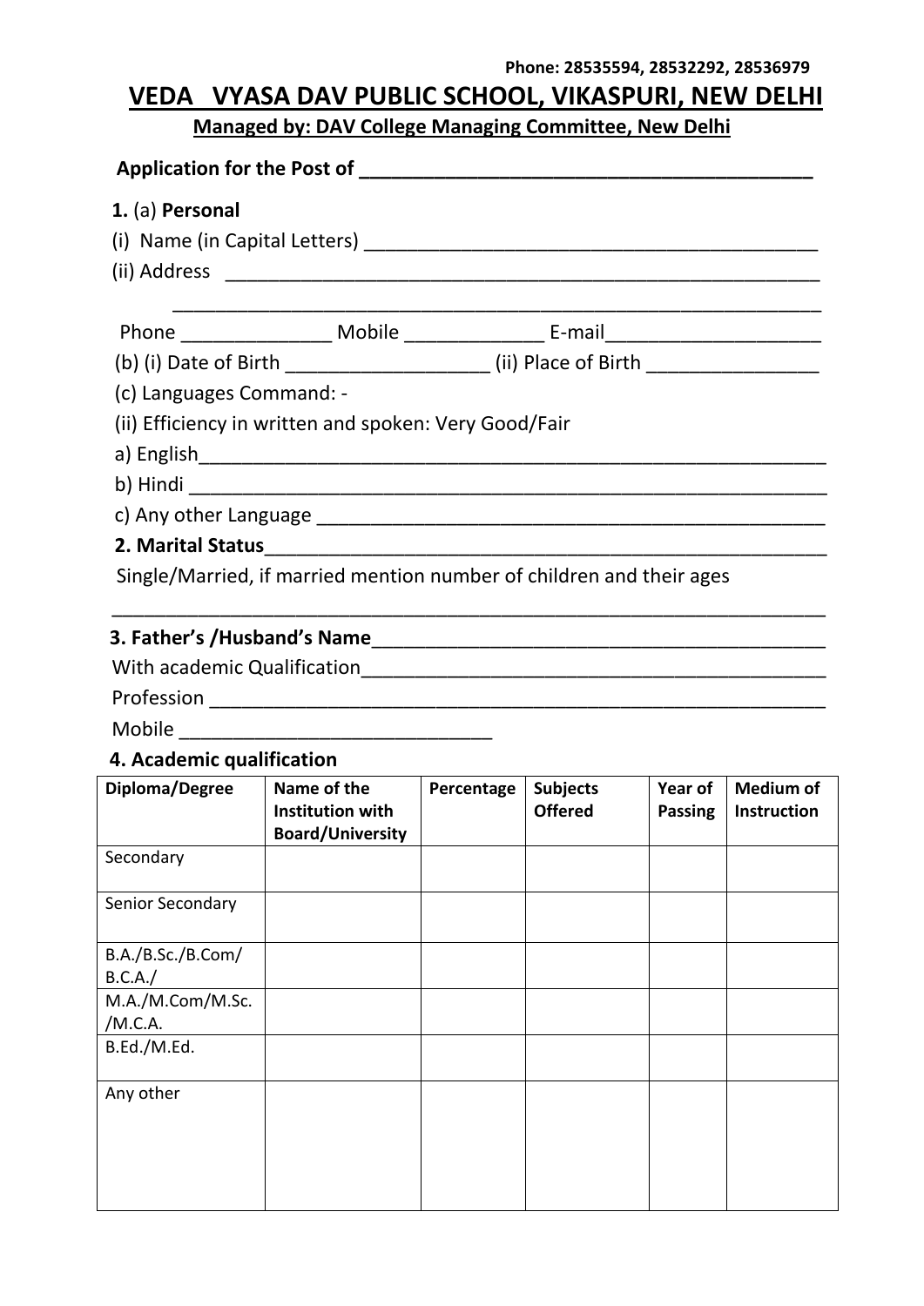Phone: 28535594, 28532292, 28536979

# VEDA VYASA DAV PUBLIC SCHOOL, VIKASPURI, NEW DELHI

**Managed by: DAV College Managing Committee, New Delhi**

**Application for the Post of ________________________________________**

**1.** (a) **Personal**

(i) Name (in Capital Letters) ________________________________________

(ii) Address ________________________________________________________

________________________________________________________

Phone ______________ Mobile _____________ E-mail____________________

(b) (i) Date of Birth ___________________ (ii) Place of Birth ________________

(c) Languages Command: -

(ii) Efficiency in written and spoken: Very Good/Fair

a) English__________________________________________________________

b) Hindi ___________________________________________________________

c) Any other Language _______________________________________________

**2. Marital Status**___________________________________________________

Single/Married, if married mention number of children and their ages

___________________________________________________________________

**3. Father's /Husband's Name**__________________________________________

With academic Qualification___________________________________________

Profession _________________________________________________________

Mobile ____________________________

**4. Academic qualification**

| Diploma/Degree | Name of the Institution with Board/University | Percentage | Subjects Offered | Year of Passing | Medium of Instruction |
|---|---|---|---|---|---|
| Secondary | | | | | |
| Senior Secondary | | | | | |
| B.A./B.Sc./B.Com/ B.C.A./ | | | | | |
| M.A./M.Com/M.Sc. /M.C.A. | | | | | |
| B.Ed./M.Ed. | | | | | |
| Any other | | | | | |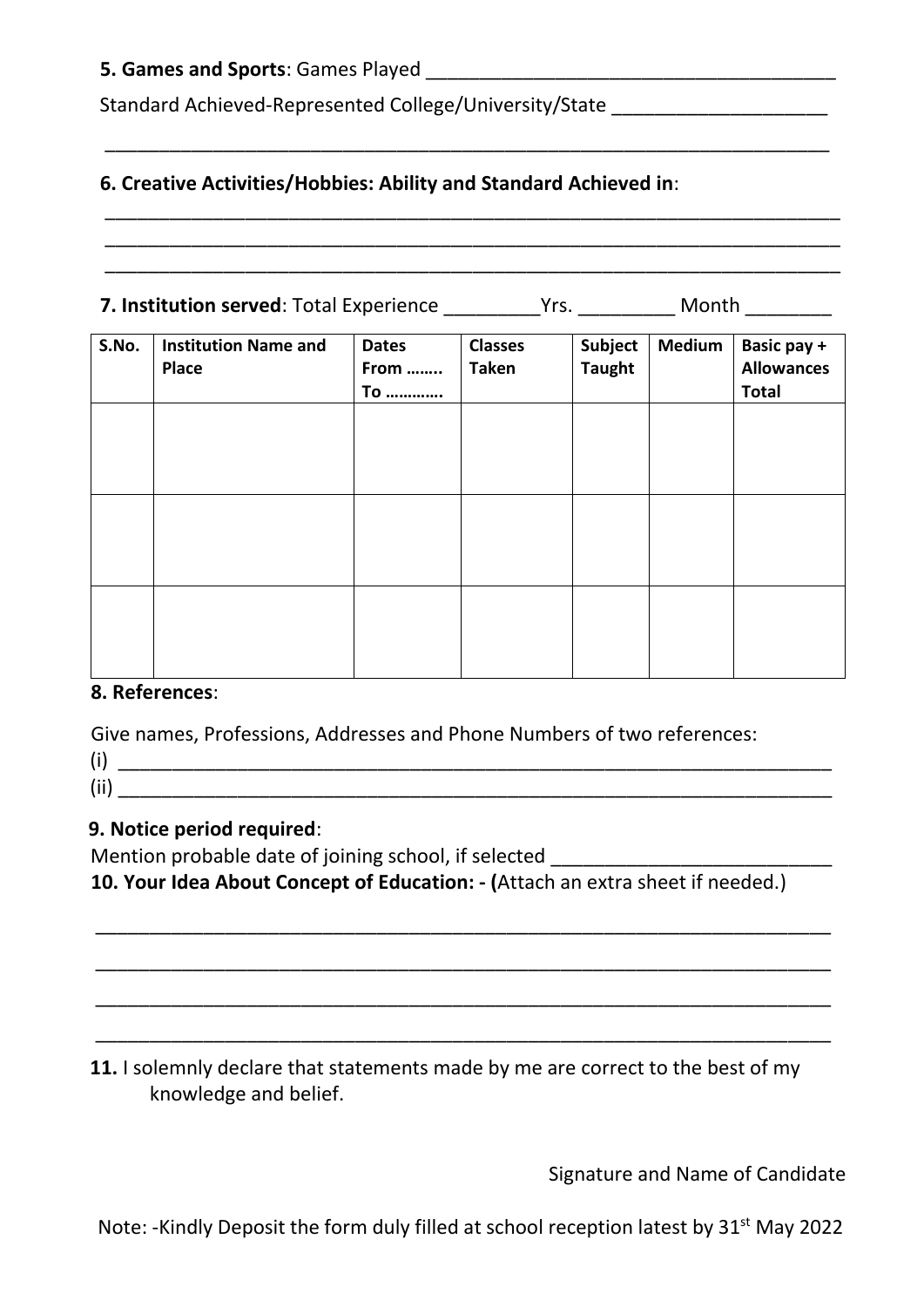**5. Games and Sports**: Games Played ______________________________________

Standard Achieved-Represented College/University/State ___________________

_____________________________________________________________________

**6. Creative Activities/Hobbies: Ability and Standard Achieved in**:

_____________________________________________________________________

_____________________________________________________________________

_____________________________________________________________________

**7. Institution served**: Total Experience _________Yrs. _________ Month ________

| S.No. | Institution Name and Place | Dates From …….. To ………… | Classes Taken | Subject Taught | Medium | Basic pay + Allowances Total |
|---|---|---|---|---|---|---|
| | | | | | | |
| | | | | | | |
| | | | | | | |

**8. References**:

Give names, Professions, Addresses and Phone Numbers of two references:

(i) _________________________________________________________________

(ii) _________________________________________________________________

**9. Notice period required**:

Mention probable date of joining school, if selected __________________________

**10. Your Idea About Concept of Education: - (**Attach an extra sheet if needed.)

_____________________________________________________________________

_____________________________________________________________________

_____________________________________________________________________

_____________________________________________________________________

**11.** I solemnly declare that statements made by me are correct to the best of my knowledge and belief.

Signature and Name of Candidate

Note: -Kindly Deposit the form duly filled at school reception latest by 31st May 2022